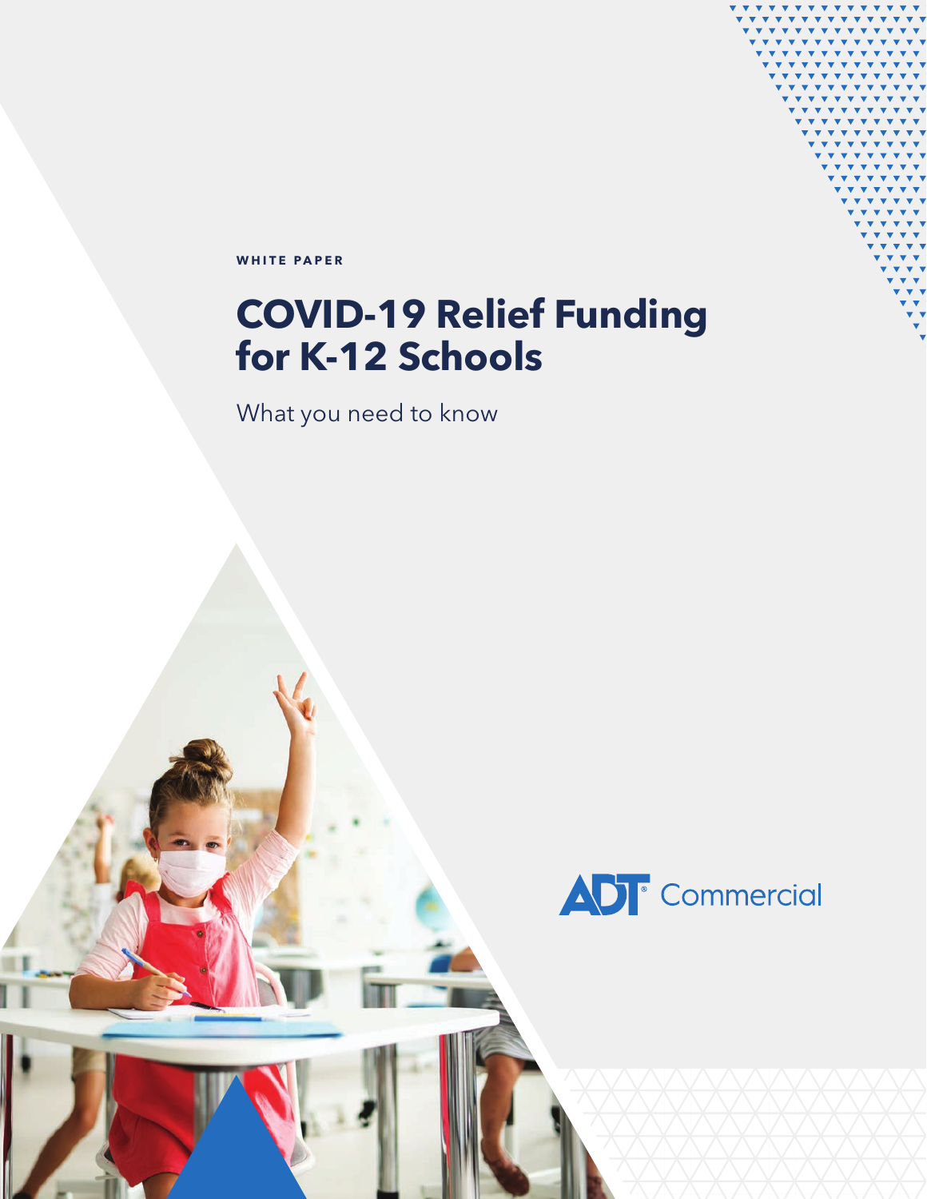WHITE PAPER

# COVID-19 Relief Funding for K-12 Schools

What you need to know

ADT Commercial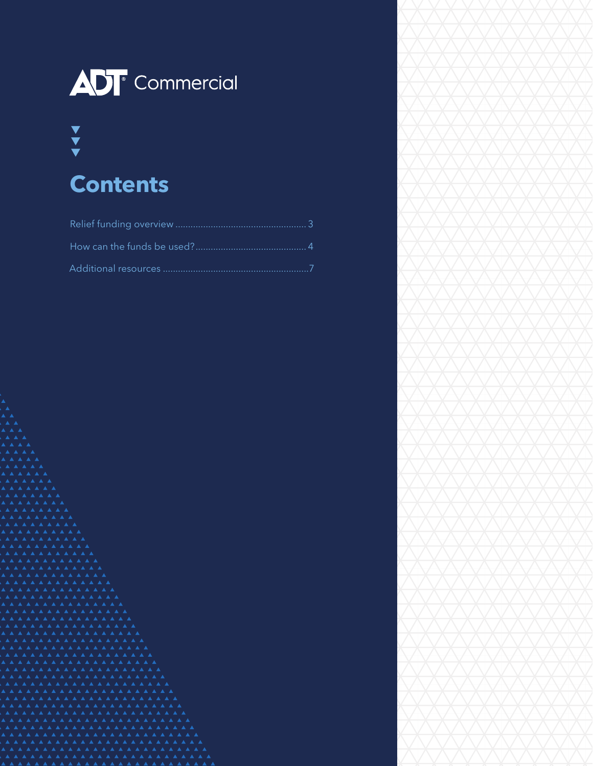ADT Commercial

# Contents

Relief funding overview .................................................. 3

How can the funds be used?........................................... 4

Additional resources .........................................................7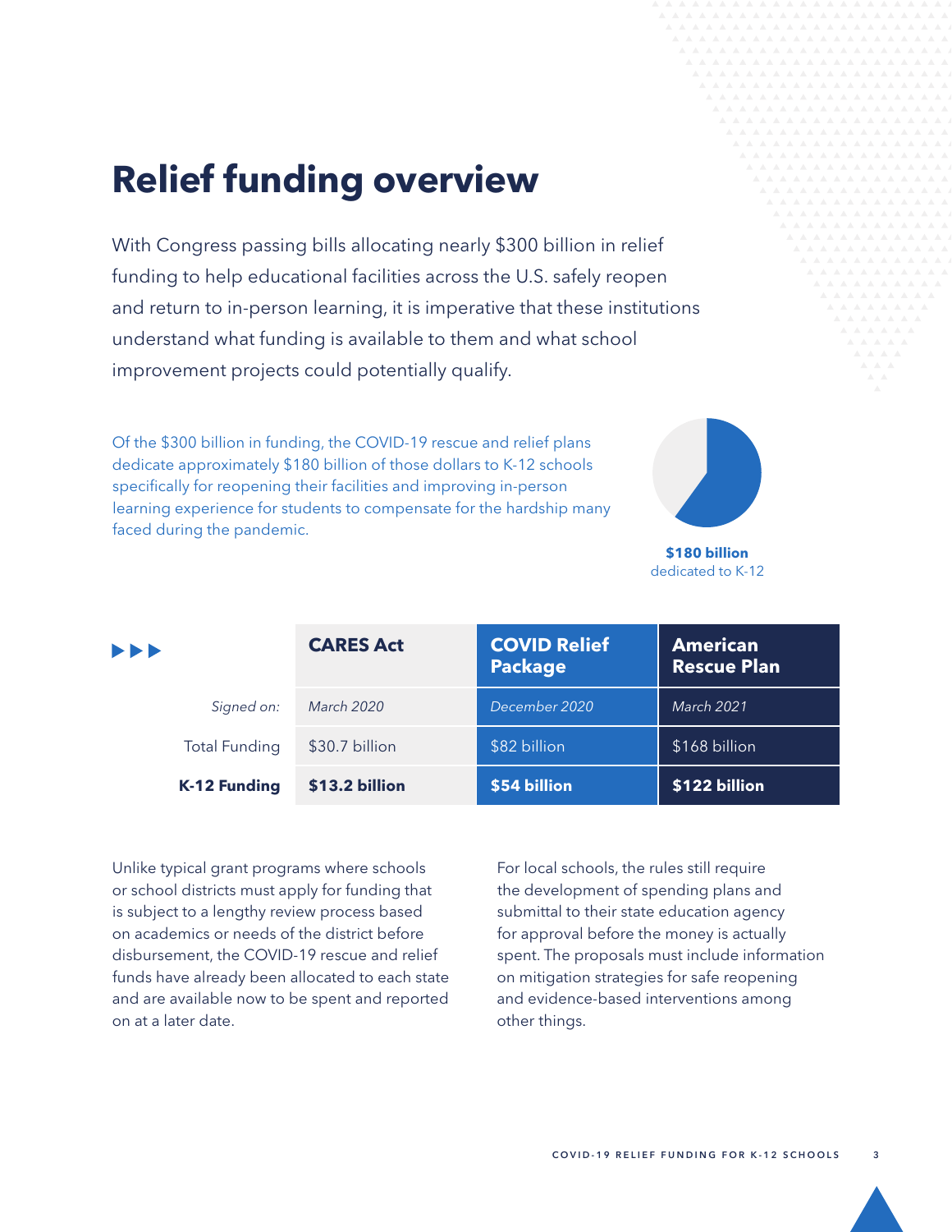# Relief funding overview

With Congress passing bills allocating nearly $300 billion in relief funding to help educational facilities across the U.S. safely reopen and return to in-person learning, it is imperative that these institutions understand what funding is available to them and what school improvement projects could potentially qualify.

Of the $300 billion in funding, the COVID-19 rescue and relief plans dedicate approximately $180 billion of those dollars to K-12 schools specifically for reopening their facilities and improving in-person learning experience for students to compensate for the hardship many faced during the pandemic.

**$180 billion**
dedicated to K-12

| | CARES Act | COVID Relief Package | American Rescue Plan |
|---|---|---|---|
| *Signed on:* | *March 2020* | *December 2020* | *March 2021* |
| Total Funding | $30.7 billion | $82 billion | $168 billion |
| **K-12 Funding** | **$13.2 billion** | **$54 billion** | **$122 billion** |

Unlike typical grant programs where schools or school districts must apply for funding that is subject to a lengthy review process based on academics or needs of the district before disbursement, the COVID-19 rescue and relief funds have already been allocated to each state and are available now to be spent and reported on at a later date.

For local schools, the rules still require the development of spending plans and submittal to their state education agency for approval before the money is actually spent. The proposals must include information on mitigation strategies for safe reopening and evidence-based interventions among other things.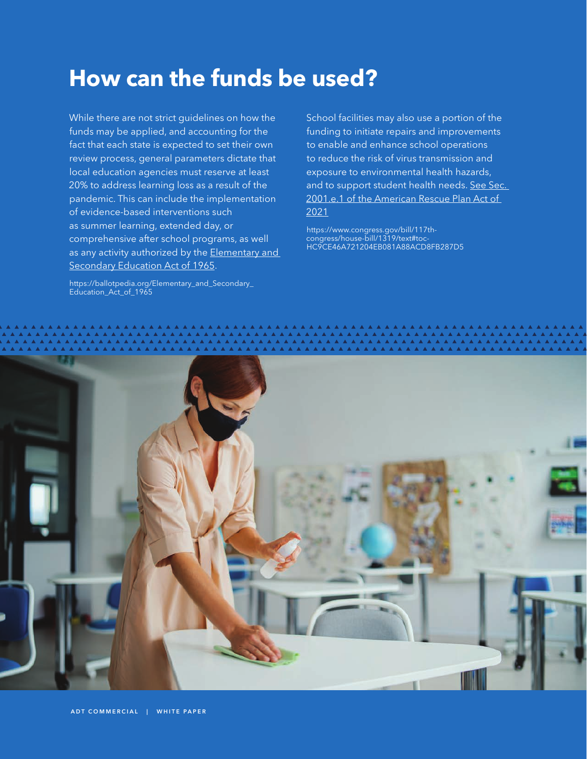# How can the funds be used?

While there are not strict guidelines on how the funds may be applied, and accounting for the fact that each state is expected to set their own review process, general parameters dictate that local education agencies must reserve at least 20% to address learning loss as a result of the pandemic. This can include the implementation of evidence-based interventions such as summer learning, extended day, or comprehensive after school programs, as well as any activity authorized by the Elementary and Secondary Education Act of 1965.

https://ballotpedia.org/Elementary_and_Secondary_Education_Act_of_1965

School facilities may also use a portion of the funding to initiate repairs and improvements to enable and enhance school operations to reduce the risk of virus transmission and exposure to environmental health hazards, and to support student health needs. See Sec. 2001.e.1 of the American Rescue Plan Act of 2021

https://www.congress.gov/bill/117th-congress/house-bill/1319/text#toc-HC9CE46A721204EB081A88ACD8FB287D5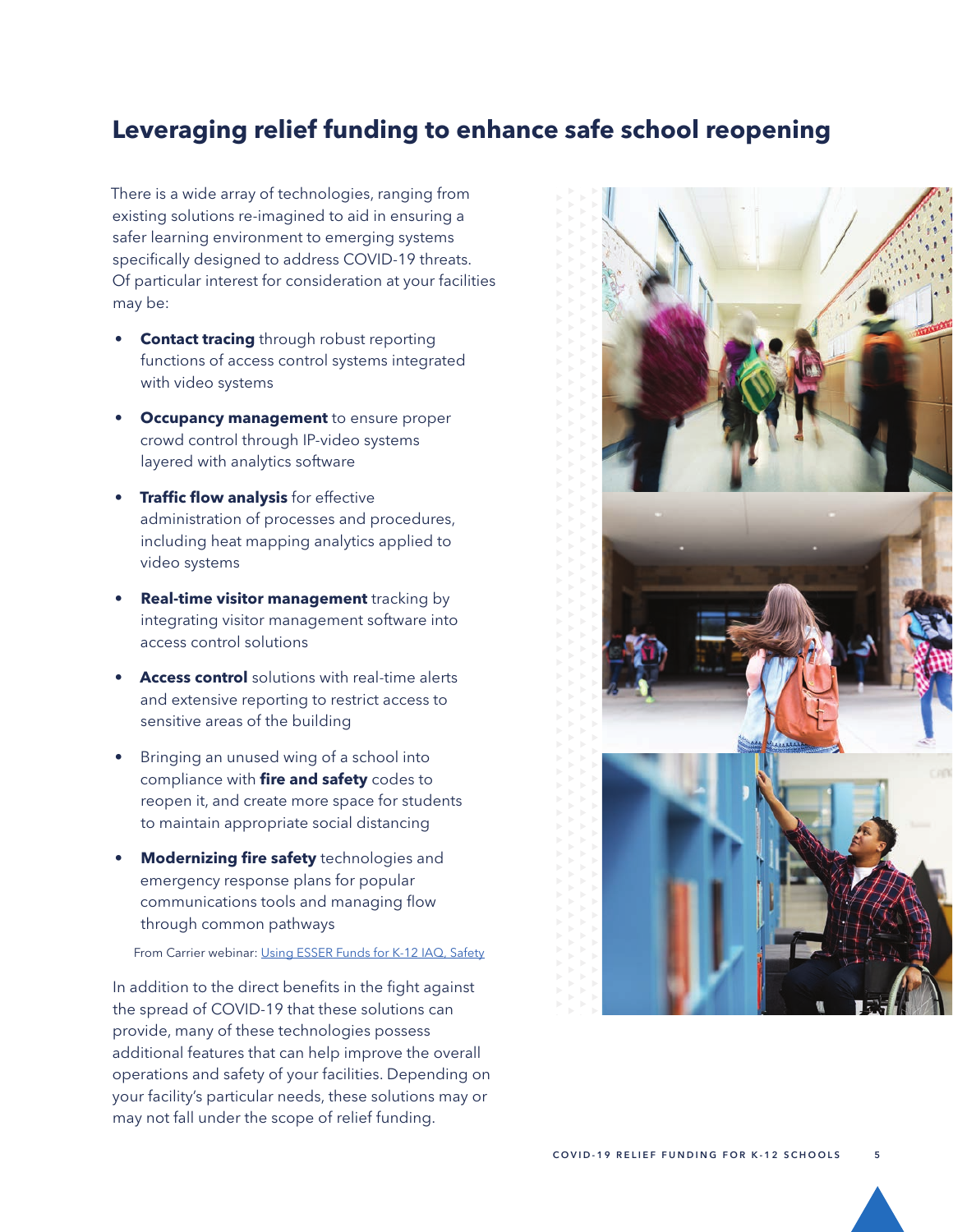## Leveraging relief funding to enhance safe school reopening

There is a wide array of technologies, ranging from existing solutions re-imagined to aid in ensuring a safer learning environment to emerging systems specifically designed to address COVID-19 threats. Of particular interest for consideration at your facilities may be:

- **Contact tracing** through robust reporting functions of access control systems integrated with video systems
- **Occupancy management** to ensure proper crowd control through IP-video systems layered with analytics software
- **Traffic flow analysis** for effective administration of processes and procedures, including heat mapping analytics applied to video systems
- **Real-time visitor management** tracking by integrating visitor management software into access control solutions
- **Access control** solutions with real-time alerts and extensive reporting to restrict access to sensitive areas of the building
- Bringing an unused wing of a school into compliance with **fire and safety** codes to reopen it, and create more space for students to maintain appropriate social distancing
- **Modernizing fire safety** technologies and emergency response plans for popular communications tools and managing flow through common pathways

From Carrier webinar: Using ESSER Funds for K-12 IAQ, Safety

In addition to the direct benefits in the fight against the spread of COVID-19 that these solutions can provide, many of these technologies possess additional features that can help improve the overall operations and safety of your facilities. Depending on your facility's particular needs, these solutions may or may not fall under the scope of relief funding.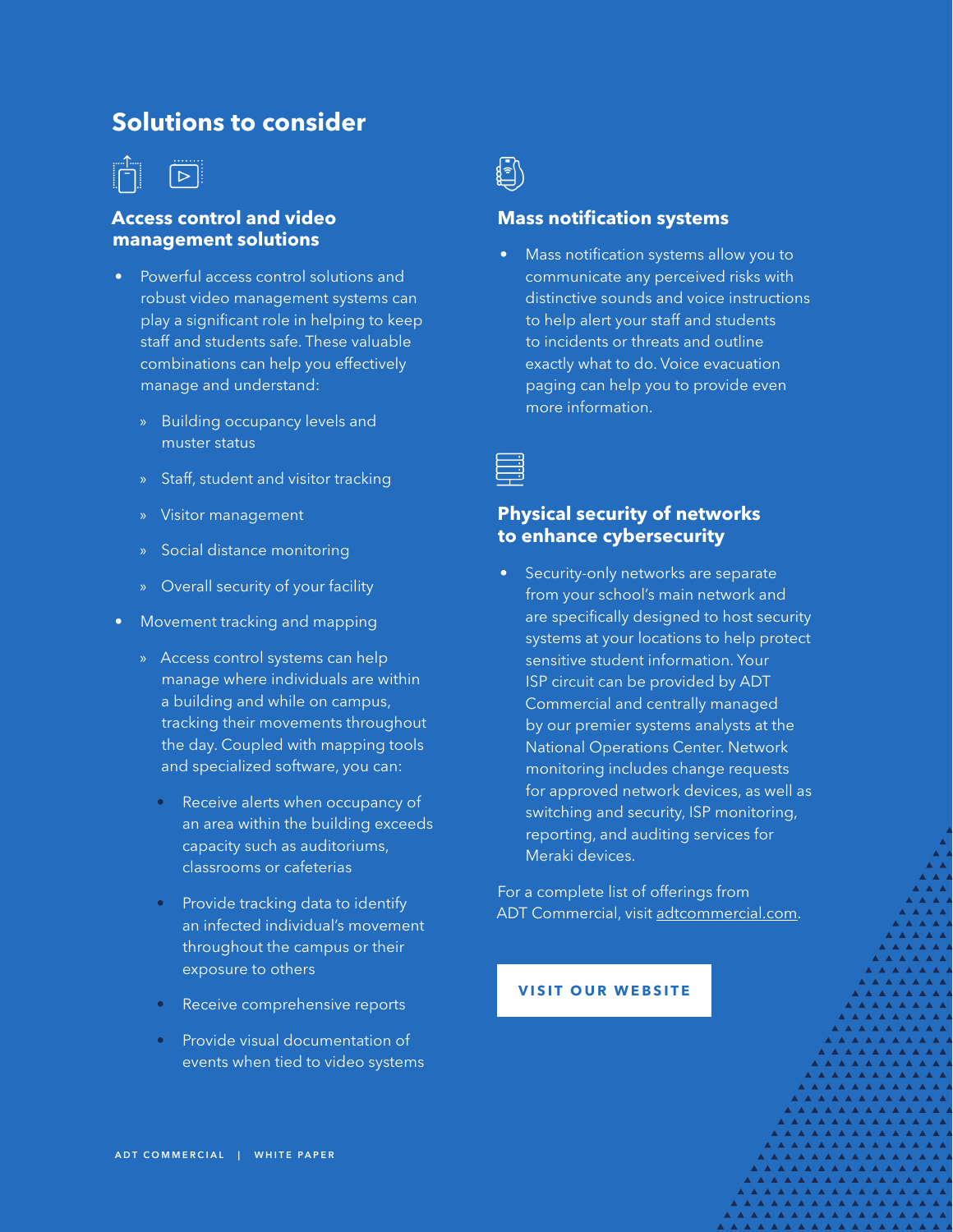## Solutions to consider

### Access control and video management solutions

- Powerful access control solutions and robust video management systems can play a significant role in helping to keep staff and students safe. These valuable combinations can help you effectively manage and understand:
  - Building occupancy levels and muster status
  - Staff, student and visitor tracking
  - Visitor management
  - Social distance monitoring
  - Overall security of your facility
- Movement tracking and mapping
  - Access control systems can help manage where individuals are within a building and while on campus, tracking their movements throughout the day. Coupled with mapping tools and specialized software, you can:
    - Receive alerts when occupancy of an area within the building exceeds capacity such as auditoriums, classrooms or cafeterias
    - Provide tracking data to identify an infected individual's movement throughout the campus or their exposure to others
    - Receive comprehensive reports
    - Provide visual documentation of events when tied to video systems

### Mass notification systems

- Mass notification systems allow you to communicate any perceived risks with distinctive sounds and voice instructions to help alert your staff and students to incidents or threats and outline exactly what to do. Voice evacuation paging can help you to provide even more information.

### Physical security of networks to enhance cybersecurity

- Security-only networks are separate from your school's main network and are specifically designed to host security systems at your locations to help protect sensitive student information. Your ISP circuit can be provided by ADT Commercial and centrally managed by our premier systems analysts at the National Operations Center. Network monitoring includes change requests for approved network devices, as well as switching and security, ISP monitoring, reporting, and auditing services for Meraki devices.

For a complete list of offerings from ADT Commercial, visit adtcommercial.com.

VISIT OUR WEBSITE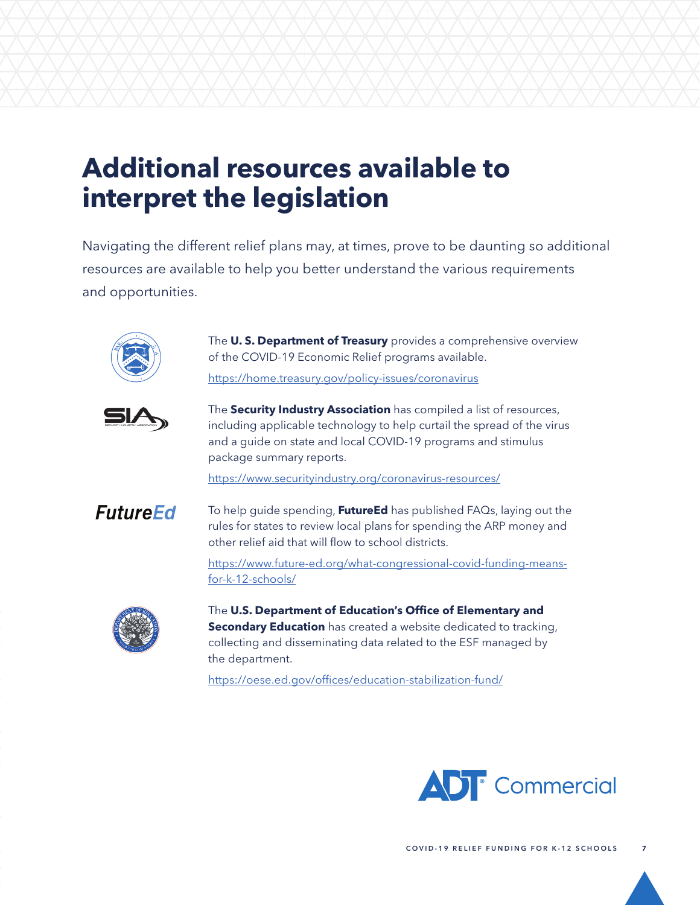# Additional resources available to interpret the legislation

Navigating the different relief plans may, at times, prove to be daunting so additional resources are available to help you better understand the various requirements and opportunities.

The **U. S. Department of Treasury** provides a comprehensive overview of the COVID-19 Economic Relief programs available.

https://home.treasury.gov/policy-issues/coronavirus

The **Security Industry Association** has compiled a list of resources, including applicable technology to help curtail the spread of the virus and a guide on state and local COVID-19 programs and stimulus package summary reports.

https://www.securityindustry.org/coronavirus-resources/

To help guide spending, **FutureEd** has published FAQs, laying out the rules for states to review local plans for spending the ARP money and other relief aid that will flow to school districts.

https://www.future-ed.org/what-congressional-covid-funding-means-for-k-12-schools/

The **U.S. Department of Education's Office of Elementary and Secondary Education** has created a website dedicated to tracking, collecting and disseminating data related to the ESF managed by the department.

https://oese.ed.gov/offices/education-stabilization-fund/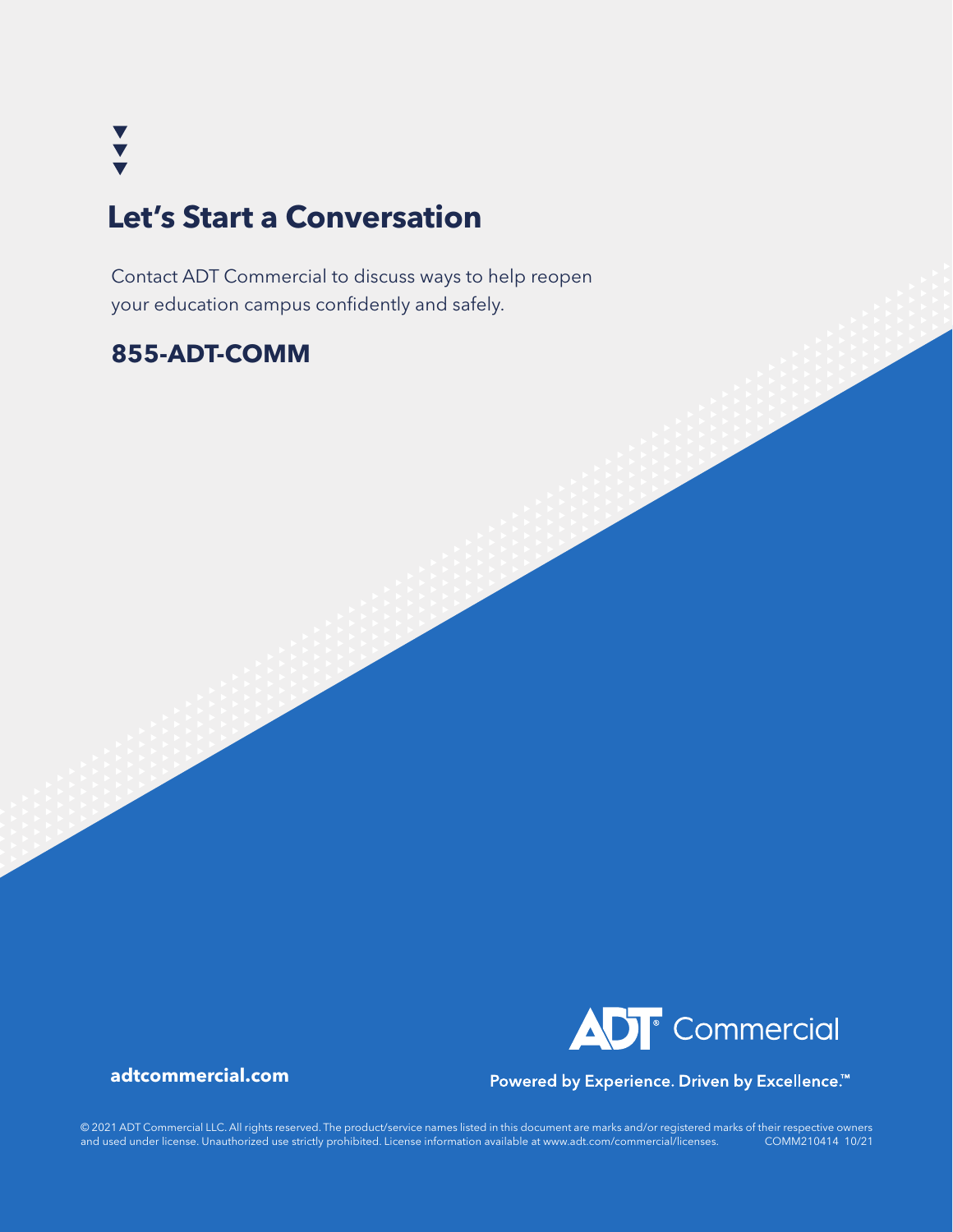## Let's Start a Conversation

Contact ADT Commercial to discuss ways to help reopen your education campus confidently and safely.

**855-ADT-COMM**

ADT Commercial

**adtcommercial.com**

Powered by Experience. Driven by Excellence.™

© 2021 ADT Commercial LLC. All rights reserved. The product/service names listed in this document are marks and/or registered marks of their respective owners and used under license. Unauthorized use strictly prohibited. License information available at www.adt.com/commercial/licenses. COMM210414 10/21